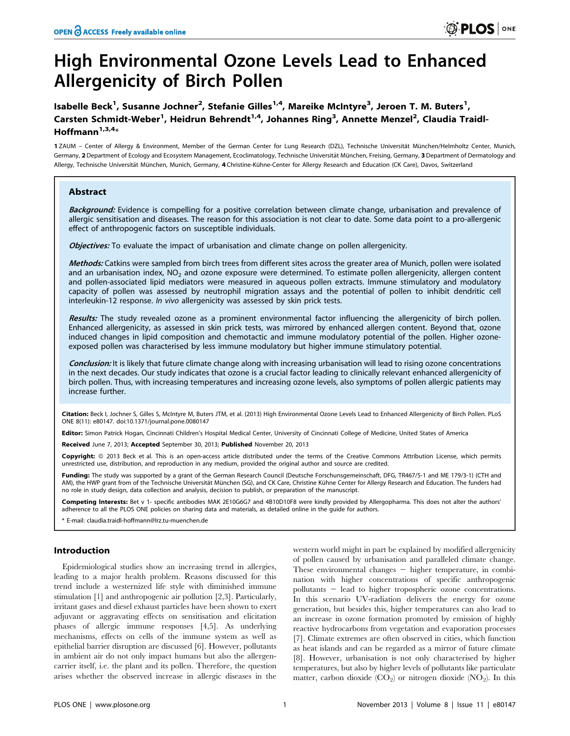# High Environmental Ozone Levels Lead to Enhanced Allergenicity of Birch Pollen

Isabelle Beck[1], Susanne Jochner[2], Stefanie Gilles[1,4], Mareike McIntyre[3], Jeroen T. M. Buters[1], Carsten Schmidt-Weber[1], Heidrun Behrendt[1,4], Johannes Ring[3], Annette Menzel[2], Claudia Traidl-Hoffmann[1,3,4]*

1 ZAUM – Center of Allergy & Environment, Member of the German Center for Lung Research (DZL), Technische Universität München/Helmholtz Center, Munich, Germany, 2 Department of Ecology and Ecosystem Management, Ecoclimatology, Technische Universität München, Freising, Germany, 3 Department of Dermatology and Allergy, Technische Universität München, Munich, Germany, 4 Christine-Kühne-Center for Allergy Research and Education (CK Care), Davos, Switzerland

## Abstract

***Background:*** Evidence is compelling for a positive correlation between climate change, urbanisation and prevalence of allergic sensitisation and diseases. The reason for this association is not clear to date. Some data point to a pro-allergenic effect of anthropogenic factors on susceptible individuals.

***Objectives:*** To evaluate the impact of urbanisation and climate change on pollen allergenicity.

***Methods:*** Catkins were sampled from birch trees from different sites across the greater area of Munich, pollen were isolated and an urbanisation index, $NO_2$ and ozone exposure were determined. To estimate pollen allergenicity, allergen content and pollen-associated lipid mediators were measured in aqueous pollen extracts. Immune stimulatory and modulatory capacity of pollen was assessed by neutrophil migration assays and the potential of pollen to inhibit dendritic cell interleukin-12 response. *In vivo* allergenicity was assessed by skin prick tests.

***Results:*** The study revealed ozone as a prominent environmental factor influencing the allergenicity of birch pollen. Enhanced allergenicity, as assessed in skin prick tests, was mirrored by enhanced allergen content. Beyond that, ozone induced changes in lipid composition and chemotactic and immune modulatory potential of the pollen. Higher ozone-exposed pollen was characterised by less immune modulatory but higher immune stimulatory potential.

***Conclusion:*** It is likely that future climate change along with increasing urbanisation will lead to rising ozone concentrations in the next decades. Our study indicates that ozone is a crucial factor leading to clinically relevant enhanced allergenicity of birch pollen. Thus, with increasing temperatures and increasing ozone levels, also symptoms of pollen allergic patients may increase further.

**Citation:** Beck I, Jochner S, Gilles S, McIntyre M, Buters JTM, et al. (2013) High Environmental Ozone Levels Lead to Enhanced Allergenicity of Birch Pollen. PLoS ONE 8(11): e80147. doi:10.1371/journal.pone.0080147

**Editor:** Simon Patrick Hogan, Cincinnati Children's Hospital Medical Center, University of Cincinnati College of Medicine, United States of America

**Received** June 7, 2013; **Accepted** September 30, 2013; **Published** November 20, 2013

**Copyright:** © 2013 Beck et al. This is an open-access article distributed under the terms of the Creative Commons Attribution License, which permits unrestricted use, distribution, and reproduction in any medium, provided the original author and source are credited.

**Funding:** The study was supported by a grant of the German Research Council (Deutsche Forschungsgemeinschaft, DFG, TR467/5-1 and ME 179/3-1) (CTH and AM), the HWP grant from of the Technische Universität München (SG), and CK Care, Christine Kühne Center for Allergy Research and Education. The funders had no role in study design, data collection and analysis, decision to publish, or preparation of the manuscript.

**Competing Interests:** Bet v 1- specific antibodies MAK 2E10G6G7 and 4B10D10F8 were kindly provided by Allergopharma. This does not alter the authors' adherence to all the PLOS ONE policies on sharing data and materials, as detailed online in the guide for authors.

\* E-mail: claudia.traidl-hoffmann@lrz.tu-muenchen.de

## Introduction

Epidemiological studies show an increasing trend in allergies, leading to a major health problem. Reasons discussed for this trend include a westernized life style with diminished immune stimulation [1] and anthropogenic air pollution [2,3]. Particularly, irritant gases and diesel exhaust particles have been shown to exert adjuvant or aggravating effects on sensitisation and elicitation phases of allergic immune responses [4,5]. As underlying mechanisms, effects on cells of the immune system as well as epithelial barrier disruption are discussed [6]. However, pollutants in ambient air do not only impact humans but also the allergen-carrier itself, i.e. the plant and its pollen. Therefore, the question arises whether the observed increase in allergic diseases in the western world might in part be explained by modified allergenicity of pollen caused by urbanisation and paralleled climate change. These environmental changes – higher temperature, in combination with higher concentrations of specific anthropogenic pollutants – lead to higher tropospheric ozone concentrations. In this scenario UV-radiation delivers the energy for ozone generation, but besides this, higher temperatures can also lead to an increase in ozone formation promoted by emission of highly reactive hydrocarbons from vegetation and evaporation processes [7]. Climate extremes are often observed in cities, which function as heat islands and can be regarded as a mirror of future climate [8]. However, urbanisation is not only characterised by higher temperatures, but also by higher levels of pollutants like particulate matter, carbon dioxide ($CO_2$) or nitrogen dioxide ($NO_2$). In this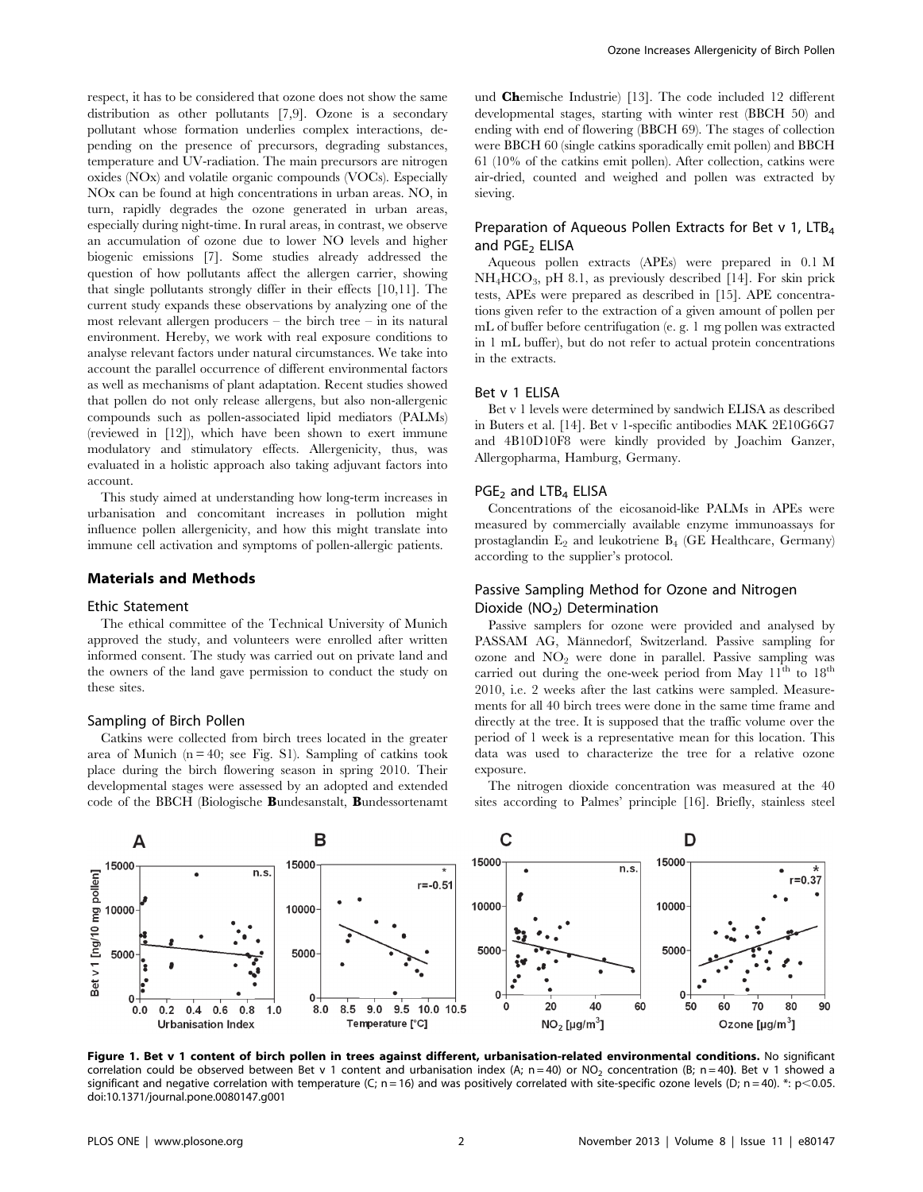respect, it has to be considered that ozone does not show the same distribution as other pollutants [7,9]. Ozone is a secondary pollutant whose formation underlies complex interactions, depending on the presence of precursors, degrading substances, temperature and UV-radiation. The main precursors are nitrogen oxides (NOx) and volatile organic compounds (VOCs). Especially NOx can be found at high concentrations in urban areas. NO, in turn, rapidly degrades the ozone generated in urban areas, especially during night-time. In rural areas, in contrast, we observe an accumulation of ozone due to lower NO levels and higher biogenic emissions [7]. Some studies already addressed the question of how pollutants affect the allergen carrier, showing that single pollutants strongly differ in their effects [10,11]. The current study expands these observations by analyzing one of the most relevant allergen producers – the birch tree – in its natural environment. Hereby, we work with real exposure conditions to analyse relevant factors under natural circumstances. We take into account the parallel occurrence of different environmental factors as well as mechanisms of plant adaptation. Recent studies showed that pollen do not only release allergens, but also non-allergenic compounds such as pollen-associated lipid mediators (PALMs) (reviewed in [12]), which have been shown to exert immune modulatory and stimulatory effects. Allergenicity, thus, was evaluated in a holistic approach also taking adjuvant factors into account.

This study aimed at understanding how long-term increases in urbanisation and concomitant increases in pollution might influence pollen allergenicity, and how this might translate into immune cell activation and symptoms of pollen-allergic patients.

## Materials and Methods

### Ethic Statement

The ethical committee of the Technical University of Munich approved the study, and volunteers were enrolled after written informed consent. The study was carried out on private land and the owners of the land gave permission to conduct the study on these sites.

### Sampling of Birch Pollen

Catkins were collected from birch trees located in the greater area of Munich (n = 40; see Fig. S1). Sampling of catkins took place during the birch flowering season in spring 2010. Their developmental stages were assessed by an adopted and extended code of the BBCH (Biologische **B**undesanstalt, **B**undessortenamt und **Ch**emische Industrie) [13]. The code included 12 different developmental stages, starting with winter rest (BBCH 50) and ending with end of flowering (BBCH 69). The stages of collection were BBCH 60 (single catkins sporadically emit pollen) and BBCH 61 (10% of the catkins emit pollen). After collection, catkins were air-dried, counted and weighed and pollen was extracted by sieving.

### Preparation of Aqueous Pollen Extracts for Bet v 1, $LTB_4$ and $PGE_2$ ELISA

Aqueous pollen extracts (APEs) were prepared in 0.1 M $NH_4HCO_3$, pH 8.1, as previously described [14]. For skin prick tests, APEs were prepared as described in [15]. APE concentrations given refer to the extraction of a given amount of pollen per mL of buffer before centrifugation (e. g. 1 mg pollen was extracted in 1 mL buffer), but do not refer to actual protein concentrations in the extracts.

### Bet v 1 ELISA

Bet v 1 levels were determined by sandwich ELISA as described in Buters et al. [14]. Bet v 1-specific antibodies MAK 2E10G6G7 and 4B10D10F8 were kindly provided by Joachim Ganzer, Allergopharma, Hamburg, Germany.

### $PGE_2$ and $LTB_4$ ELISA

Concentrations of the eicosanoid-like PALMs in APEs were measured by commercially available enzyme immunoassays for prostaglandin $E_2$ and leukotriene $B_4$ (GE Healthcare, Germany) according to the supplier's protocol.

### Passive Sampling Method for Ozone and Nitrogen Dioxide ($NO_2$) Determination

Passive samplers for ozone were provided and analysed by PASSAM AG, Männedorf, Switzerland. Passive sampling for ozone and $NO_2$ were done in parallel. Passive sampling was carried out during the one-week period from May 11th to 18th 2010, i.e. 2 weeks after the last catkins were sampled. Measurements for all 40 birch trees were done in the same time frame and directly at the tree. It is supposed that the traffic volume over the period of 1 week is a representative mean for this location. This data was used to characterize the tree for a relative ozone exposure.

The nitrogen dioxide concentration was measured at the 40 sites according to Palmes' principle [16]. Briefly, stainless steel

**Figure 1. Bet v 1 content of birch pollen in trees against different, urbanisation-related environmental conditions.** No significant correlation could be observed between Bet v 1 content and urbanisation index (A; n = 40) or $NO_2$ concentration (B; n = 40). Bet v 1 showed a significant and negative correlation with temperature (C; n = 16) and was positively correlated with site-specific ozone levels (D; n = 40). *: $p<0.05$. doi:10.1371/journal.pone.0080147.g001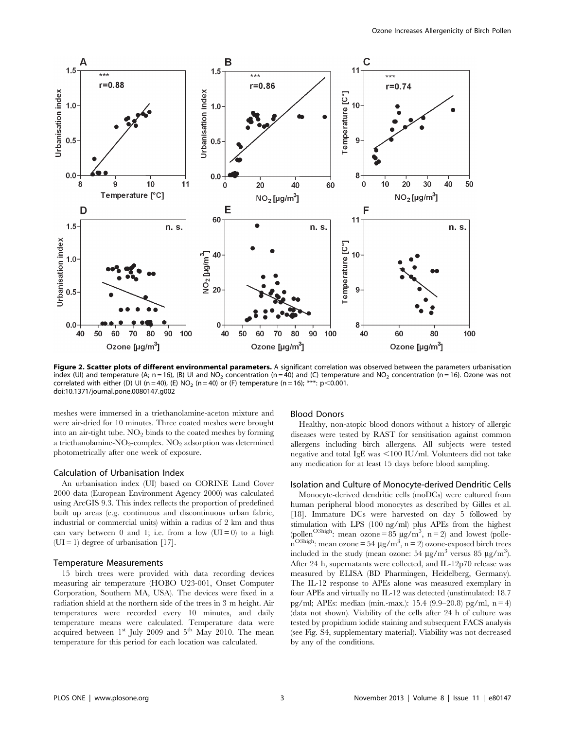**Figure 2. Scatter plots of different environmental parameters.** A significant correlation was observed between the parameters urbanisation index (UI) and temperature (A; n = 16), (B) UI and $NO_2$ concentration (n = 40) and (C) temperature and $NO_2$ concentration (n = 16). Ozone was not correlated with either (D) UI (n = 40), (E) $NO_2$ (n = 40) or (F) temperature (n = 16); ***: $p<0.001$.
doi:10.1371/journal.pone.0080147.g002

meshes were immersed in a triethanolamine-aceton mixture and were air-dried for 10 minutes. Three coated meshes were brought into an air-tight tube. $NO_2$ binds to the coated meshes by forming a triethanolamine-$NO_2$-complex. $NO_2$ adsorption was determined photometrically after one week of exposure.

### Calculation of Urbanisation Index

An urbanisation index (UI) based on CORINE Land Cover 2000 data (European Environment Agency 2000) was calculated using ArcGIS 9.3. This index reflects the proportion of predefined built up areas (e.g. continuous and discontinuous urban fabric, industrial or commercial units) within a radius of 2 km and thus can vary between 0 and 1; i.e. from a low (UI = 0) to a high (UI = 1) degree of urbanisation [17].

### Temperature Measurements

15 birch trees were provided with data recording devices measuring air temperature (HOBO U23-001, Onset Computer Corporation, Southern MA, USA). The devices were fixed in a radiation shield at the northern side of the trees in 3 m height. Air temperatures were recorded every 10 minutes, and daily temperature means were calculated. Temperature data were acquired between 1st July 2009 and 5th May 2010. The mean temperature for this period for each location was calculated.

### Blood Donors

Healthy, non-atopic blood donors without a history of allergic diseases were tested by RAST for sensitisation against common allergens including birch allergens. All subjects were tested negative and total IgE was <100 IU/ml. Volunteers did not take any medication for at least 15 days before blood sampling.

### Isolation and Culture of Monocyte-derived Dendritic Cells

Monocyte-derived dendritic cells (moDCs) were cultured from human peripheral blood monocytes as described by Gilles et al. [18]. Immature DCs were harvested on day 5 followed by stimulation with LPS (100 ng/ml) plus APEs from the highest (pollen$^{O3high}$: mean ozone = 85 µg/m$^3$, n = 2) and lowest (pollen$^{O3high}$: mean ozone = 54 µg/m$^3$, n = 2) ozone-exposed birch trees included in the study (mean ozone: 54 µg/m$^3$ versus 85 µg/m$^3$). After 24 h, supernatants were collected, and IL-12p70 release was measured by ELISA (BD Pharmingen, Heidelberg, Germany). The IL-12 response to APEs alone was measured exemplary in four APEs and virtually no IL-12 was detected (unstimulated: 18.7 pg/ml; APEs: median (min.-max.): 15.4 (9.9–20.8) pg/ml, n = 4) (data not shown). Viability of the cells after 24 h of culture was tested by propidium iodide staining and subsequent FACS analysis (see Fig. S4, supplementary material). Viability was not decreased by any of the conditions.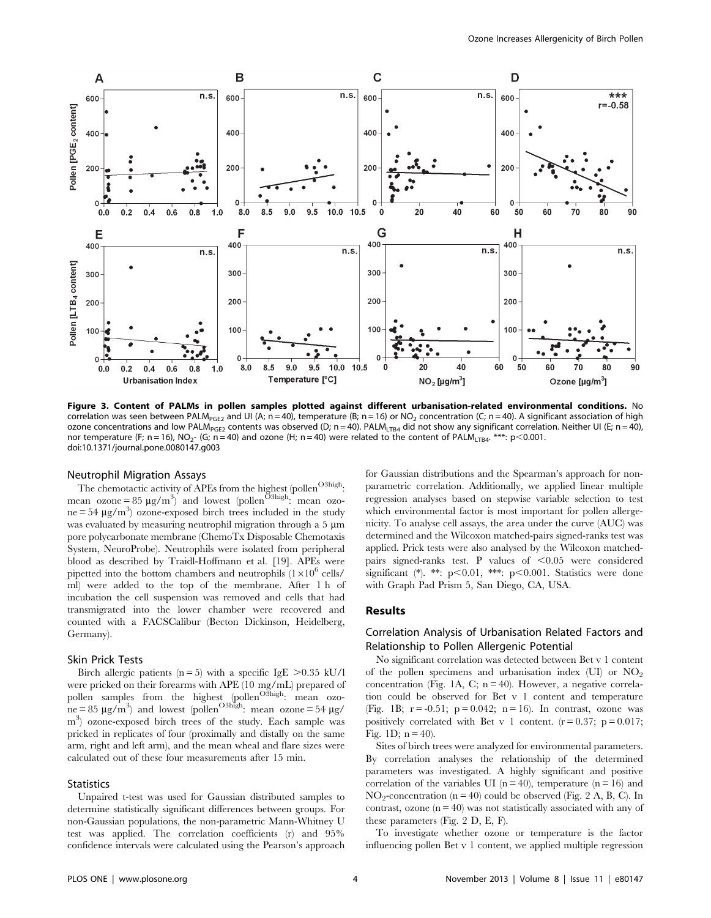**Figure 3. Content of PALMs in pollen samples plotted against different urbanisation-related environmental conditions.** No correlation was seen between $PALM_{PGE2}$ and UI (A; n = 40), temperature (B; n = 16) or $NO_2$ concentration (C; n = 40). A significant association of high ozone concentrations and low $PALM_{PGE2}$ contents was observed (D; n = 40). $PALM_{LTB4}$ did not show any significant correlation. Neither UI (E; n = 40), nor temperature (F; n = 16), $NO_2$- (G; n = 40) and ozone (H; n = 40) were related to the content of $PALM_{LTB4}$. ***: $p<0.001$.
doi:10.1371/journal.pone.0080147.g003

### Neutrophil Migration Assays

The chemotactic activity of APEs from the highest (pollen$^{O3high}$: mean ozone = 85 µg/m$^3$) and lowest (pollen$^{O3high}$: mean ozone = 54 µg/m$^3$) ozone-exposed birch trees included in the study was evaluated by measuring neutrophil migration through a 5 µm pore polycarbonate membrane (ChemoTx Disposable Chemotaxis System, NeuroProbe). Neutrophils were isolated from peripheral blood as described by Traidl-Hoffmann et al. [19]. APEs were pipetted into the bottom chambers and neutrophils ($1\times10^6$ cells/ml) were added to the top of the membrane. After 1 h of incubation the cell suspension was removed and cells that had transmigrated into the lower chamber were recovered and counted with a FACSCalibur (Becton Dickinson, Heidelberg, Germany).

### Skin Prick Tests

Birch allergic patients (n = 5) with a specific IgE >0.35 kU/l were pricked on their forearms with APE (10 mg/mL) prepared of pollen samples from the highest (pollen$^{O3high}$: mean ozone = 85 µg/m$^3$) and lowest (pollen$^{O3high}$: mean ozone = 54 µg/m$^3$) ozone-exposed birch trees of the study. Each sample was pricked in replicates of four (proximally and distally on the same arm, right and left arm), and the mean wheal and flare sizes were calculated out of these four measurements after 15 min.

### Statistics

Unpaired t-test was used for Gaussian distributed samples to determine statistically significant differences between groups. For non-Gaussian populations, the non-parametric Mann-Whitney U test was applied. The correlation coefficients (r) and 95% confidence intervals were calculated using the Pearson's approach for Gaussian distributions and the Spearman's approach for non-parametric correlation. Additionally, we applied linear multiple regression analyses based on stepwise variable selection to test which environmental factor is most important for pollen allergenicity. To analyse cell assays, the area under the curve (AUC) was determined and the Wilcoxon matched-pairs signed-ranks test was applied. Prick tests were also analysed by the Wilcoxon matched-pairs signed-ranks test. P values of $<0.05$ were considered significant (*). **: $p<0.01$, ***: $p<0.001$. Statistics were done with Graph Pad Prism 5, San Diego, CA, USA.

## Results

### Correlation Analysis of Urbanisation Related Factors and Relationship to Pollen Allergenic Potential

No significant correlation was detected between Bet v 1 content of the pollen specimens and urbanisation index (UI) or $NO_2$ concentration (Fig. 1A, C; n = 40). However, a negative correlation could be observed for Bet v 1 content and temperature (Fig. 1B; r = -0.51; p = 0.042; n = 16). In contrast, ozone was positively correlated with Bet v 1 content. (r = 0.37; p = 0.017; Fig. 1D; n = 40).

Sites of birch trees were analyzed for environmental parameters. By correlation analyses the relationship of the determined parameters was investigated. A highly significant and positive correlation of the variables UI (n = 40), temperature (n = 16) and $NO_2$-concentration (n = 40) could be observed (Fig. 2 A, B, C). In contrast, ozone (n = 40) was not statistically associated with any of these parameters (Fig. 2 D, E, F).

To investigate whether ozone or temperature is the factor influencing pollen Bet v 1 content, we applied multiple regression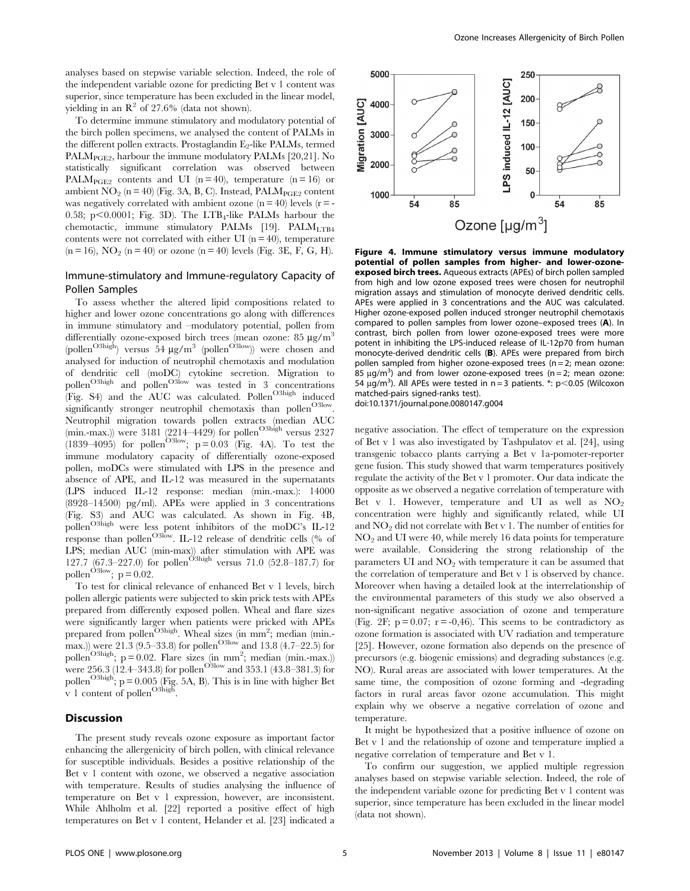analyses based on stepwise variable selection. Indeed, the role of the independent variable ozone for predicting Bet v 1 content was superior, since temperature has been excluded in the linear model, yielding in an $R^2$ of 27.6% (data not shown).

To determine immune stimulatory and modulatory potential of the birch pollen specimens, we analysed the content of PALMs in the different pollen extracts. Prostaglandin $E_2$-like PALMs, termed $PALM_{PGE2}$, harbour the immune modulatory PALMs [20,21]. No statistically significant correlation was observed between $PALM_{PGE2}$ contents and UI (n = 40), temperature (n = 16) or ambient $NO_2$ (n = 40) (Fig. 3A, B, C). Instead, $PALM_{PGE2}$ content was negatively correlated with ambient ozone (n = 40) levels (r = -0.58; $p<0.0001$; Fig. 3D). The $LTB_4$-like PALMs harbour the chemotactic, immune stimulatory PALMs [19]. $PALM_{LTB4}$ contents were not correlated with either UI (n = 40), temperature (n = 16), $NO_2$ (n = 40) or ozone (n = 40) levels (Fig. 3E, F, G, H).

## Immune-stimulatory and Immune-regulatory Capacity of Pollen Samples

To assess whether the altered lipid compositions related to higher and lower ozone concentrations go along with differences in immune stimulatory and –modulatory potential, pollen from differentially ozone-exposed birch trees (mean ozone: 85 µg/m$^3$ (pollen$^{O3high}$) versus 54 µg/m$^3$ (pollen$^{O3low}$)) were chosen and analysed for induction of neutrophil chemotaxis and modulation of dendritic cell (moDC) cytokine secretion. Migration to pollen$^{O3high}$ and pollen$^{O3low}$ was tested in 3 concentrations (Fig. S4) and the AUC was calculated. Pollen$^{O3high}$ induced significantly stronger neutrophil chemotaxis than pollen$^{O3low}$. Neutrophil migration towards pollen extracts (median AUC (min.-max.)) were 3181 (2214–4429) for pollen$^{O3high}$ versus 2327 (1839–4095) for pollen$^{O3low}$; p = 0.03 (Fig. 4A). To test the immune modulatory capacity of differentially ozone-exposed pollen, moDCs were stimulated with LPS in the presence and absence of APE, and IL-12 was measured in the supernatants (LPS induced IL-12 response: median (min.-max.): 14000 (8928–14500) pg/ml). APEs were applied in 3 concentrations (Fig. S3) and AUC was calculated. As shown in Fig. 4B, pollen$^{O3high}$ were less potent inhibitors of the moDC's IL-12 response than pollen$^{O3low}$. IL-12 release of dendritic cells (% of LPS; median AUC (min-max)) after stimulation with APE was 127.7 (67.3–227.0) for pollen$^{O3high}$ versus 71.0 (52.8–187.7) for pollen$^{O3low}$; p = 0.02.

To test for clinical relevance of enhanced Bet v 1 levels, birch pollen allergic patients were subjected to skin prick tests with APEs prepared from differently exposed pollen. Wheal and flare sizes were significantly larger when patients were pricked with APEs prepared from pollen$^{O3high}$. Wheal sizes (in mm$^2$; median (min.-max.)) were 21.3 (9.5–33.8) for pollen$^{O3low}$ and 13.8 (4.7–22.5) for pollen$^{O3high}$; p = 0.02. Flare sizes (in mm$^2$; median (min.-max.)) were 256.3 (12.4–343.8) for pollen$^{O3low}$ and 353.1 (43.8–381.3) for pollen$^{O3high}$; p = 0.005 (Fig. 5A, B). This is in line with higher Bet v 1 content of pollen$^{O3high}$.

## Discussion

The present study reveals ozone exposure as important factor enhancing the allergenicity of birch pollen, with clinical relevance for susceptible individuals. Besides a positive relationship of the Bet v 1 content with ozone, we observed a negative association with temperature. Results of studies analysing the influence of temperature on Bet v 1 expression, however, are inconsistent. While Ahlholm et al. [22] reported a positive effect of high temperatures on Bet v 1 content, Helander et al. [23] indicated a negative association. The effect of temperature on the expression of Bet v 1 was also investigated by Tashpulatov et al. [24], using transgenic tobacco plants carrying a Bet v 1a-pomoter-reporter gene fusion. This study showed that warm temperatures positively regulate the activity of the Bet v 1 promoter. Our data indicate the opposite as we observed a negative correlation of temperature with Bet v 1. However, temperature and UI as well as $NO_2$ concentration were highly and significantly related, while UI and $NO_2$ did not correlate with Bet v 1. The number of entities for $NO_2$ and UI were 40, while merely 16 data points for temperature were available. Considering the strong relationship of the parameters UI and $NO_2$ with temperature it can be assumed that the correlation of temperature and Bet v 1 is observed by chance. Moreover when having a detailed look at the interrelationship of the environmental parameters of this study we also observed a non-significant negative association of ozone and temperature (Fig. 2F; p = 0.07; r = -0,46). This seems to be contradictory as ozone formation is associated with UV radiation and temperature [25]. However, ozone formation also depends on the presence of precursors (e.g. biogenic emissions) and degrading substances (e.g. NO). Rural areas are associated with lower temperatures. At the same time, the composition of ozone forming and -degrading factors in rural areas favor ozone accumulation. This might explain why we observe a negative correlation of ozone and temperature.

It might be hypothesized that a positive influence of ozone on Bet v 1 and the relationship of ozone and temperature implied a negative correlation of temperature and Bet v 1.

To confirm our suggestion, we applied multiple regression analyses based on stepwise variable selection. Indeed, the role of the independent variable ozone for predicting Bet v 1 content was superior, since temperature has been excluded in the linear model (data not shown).

**Figure 4. Immune stimulatory versus immune modulatory potential of pollen samples from higher- and lower-ozone-exposed birch trees.** Aqueous extracts (APEs) of birch pollen sampled from high and low ozone exposed trees were chosen for neutrophil migration assays and stimulation of monocyte derived dendritic cells. APEs were applied in 3 concentrations and the AUC was calculated. Higher ozone-exposed pollen induced stronger neutrophil chemotaxis compared to pollen samples from lower ozone–exposed trees (**A**). In contrast, birch pollen from lower ozone-exposed trees were more potent in inhibiting the LPS-induced release of IL-12p70 from human monocyte-derived dendritic cells (**B**). APEs were prepared from birch pollen sampled from higher ozone-exposed trees (n = 2; mean ozone: 85 µg/m$^3$) and from lower ozone-exposed trees (n = 2; mean ozone: 54 µg/m$^3$). All APEs were tested in n = 3 patients. *: $p<0.05$ (Wilcoxon matched-pairs signed-ranks test).
doi:10.1371/journal.pone.0080147.g004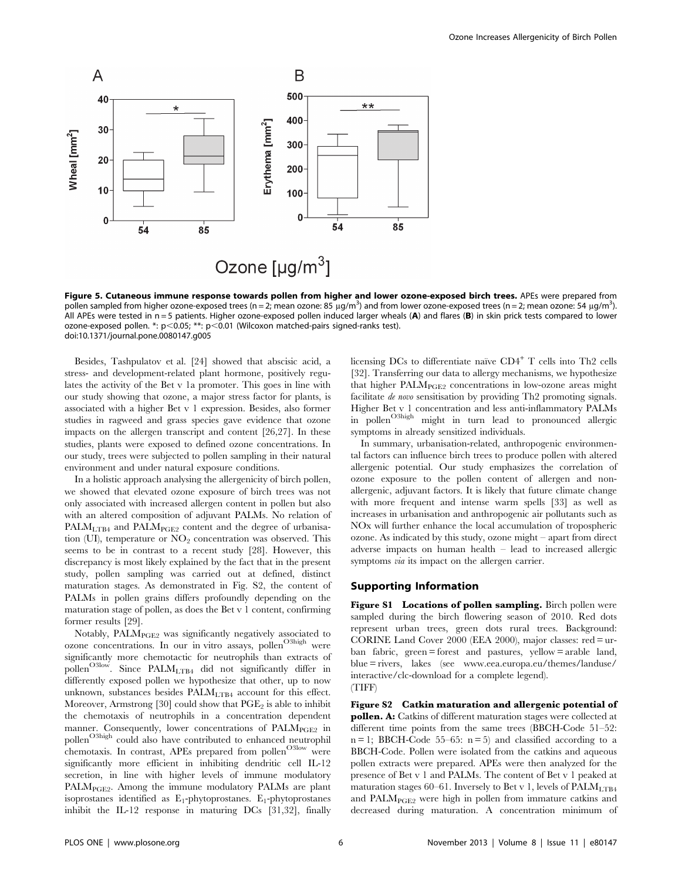**Figure 5. Cutaneous immune response towards pollen from higher and lower ozone-exposed birch trees.** APEs were prepared from pollen sampled from higher ozone-exposed trees (n = 2; mean ozone: 85 µg/m$^3$) and from lower ozone-exposed trees (n = 2; mean ozone: 54 µg/m$^3$). All APEs were tested in n = 5 patients. Higher ozone-exposed pollen induced larger wheals (**A**) and flares (**B**) in skin prick tests compared to lower ozone-exposed pollen. *: $p<0.05$; **: $p<0.01$ (Wilcoxon matched-pairs signed-ranks test).
doi:10.1371/journal.pone.0080147.g005

Besides, Tashpulatov et al. [24] showed that abscisic acid, a stress- and development-related plant hormone, positively regulates the activity of the Bet v 1a promoter. This goes in line with our study showing that ozone, a major stress factor for plants, is associated with a higher Bet v 1 expression. Besides, also former studies in ragweed and grass species gave evidence that ozone impacts on the allergen transcript and content [26,27]. In these studies, plants were exposed to defined ozone concentrations. In our study, trees were subjected to pollen sampling in their natural environment and under natural exposure conditions.

In a holistic approach analysing the allergenicity of birch pollen, we showed that elevated ozone exposure of birch trees was not only associated with increased allergen content in pollen but also with an altered composition of adjuvant PALMs. No relation of $PALM_{LTB4}$ and $PALM_{PGE2}$ content and the degree of urbanisation (UI), temperature or $NO_2$ concentration was observed. This seems to be in contrast to a recent study [28]. However, this discrepancy is most likely explained by the fact that in the present study, pollen sampling was carried out at defined, distinct maturation stages. As demonstrated in Fig. S2, the content of PALMs in pollen grains differs profoundly depending on the maturation stage of pollen, as does the Bet v 1 content, confirming former results [29].

Notably, $PALM_{PGE2}$ was significantly negatively associated to ozone concentrations. In our in vitro assays, $pollen^{O3high}$ were significantly more chemotactic for neutrophils than extracts of $pollen^{O3low}$. Since $PALM_{LTB4}$ did not significantly differ in differently exposed pollen we hypothesize that other, up to now unknown, substances besides $PALM_{LTB4}$ account for this effect. Moreover, Armstrong [30] could show that $PGE_2$ is able to inhibit the chemotaxis of neutrophils in a concentration dependent manner. Consequently, lower concentrations of $PALM_{PGE2}$ in $pollen^{O3high}$ could also have contributed to enhanced neutrophil chemotaxis. In contrast, APEs prepared from $pollen^{O3low}$ were significantly more efficient in inhibiting dendritic cell IL-12 secretion, in line with higher levels of immune modulatory $PALM_{PGE2}$. Among the immune modulatory PALMs are plant isoprostanes identified as $E_1$-phytoprostanes. $E_1$-phytoprostanes inhibit the IL-12 response in maturing DCs [31,32], finally licensing DCs to differentiate naïve $CD4^+$ T cells into Th2 cells [32]. Transferring our data to allergy mechanisms, we hypothesize that higher $PALM_{PGE2}$ concentrations in low-ozone areas might facilitate *de novo* sensitisation by providing Th2 promoting signals. Higher Bet v 1 concentration and less anti-inflammatory PALMs in $pollen^{O3high}$ might in turn lead to pronounced allergic symptoms in already sensitized individuals.

In summary, urbanisation-related, anthropogenic environmental factors can influence birch trees to produce pollen with altered allergenic potential. Our study emphasizes the correlation of ozone exposure to the pollen content of allergen and non-allergenic, adjuvant factors. It is likely that future climate change with more frequent and intense warm spells [33] as well as increases in urbanisation and anthropogenic air pollutants such as NOx will further enhance the local accumulation of tropospheric ozone. As indicated by this study, ozone might – apart from direct adverse impacts on human health – lead to increased allergic symptoms *via* its impact on the allergen carrier.

## Supporting Information

**Figure S1 Locations of pollen sampling.** Birch pollen were sampled during the birch flowering season of 2010. Red dots represent urban trees, green dots rural trees. Background: CORINE Land Cover 2000 (EEA 2000), major classes: red = urban fabric, green = forest and pastures, yellow = arable land, blue = rivers, lakes (see www.eea.europa.eu/themes/landuse/interactive/clc-download for a complete legend).
(TIFF)

**Figure S2 Catkin maturation and allergenic potential of pollen. A:** Catkins of different maturation stages were collected at different time points from the same trees (BBCH-Code 51–52: n = 1; BBCH-Code 55–65: n = 5) and classified according to a BBCH-Code. Pollen were isolated from the catkins and aqueous pollen extracts were prepared. APEs were then analyzed for the presence of Bet v 1 and PALMs. The content of Bet v 1 peaked at maturation stages 60–61. Inversely to Bet v 1, levels of $PALM_{LTB4}$ and $PALM_{PGE2}$ were high in pollen from immature catkins and decreased during maturation. A concentration minimum of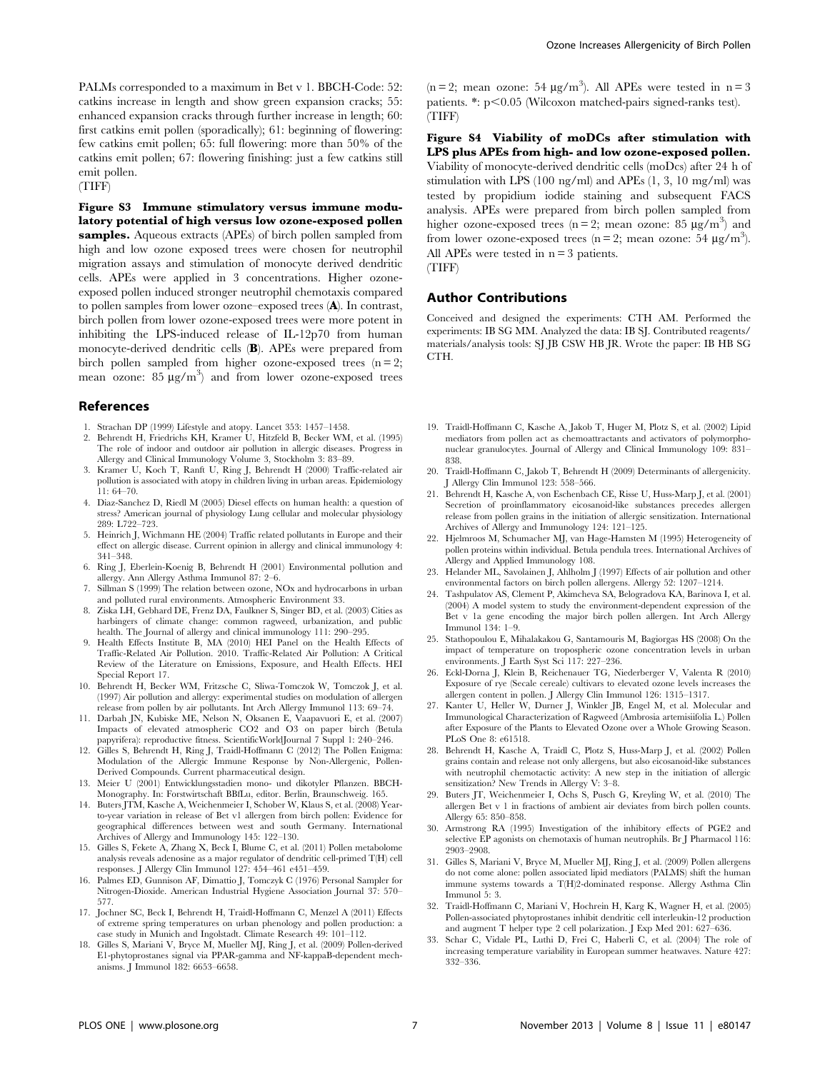PALMs corresponded to a maximum in Bet v 1. BBCH-Code: 52: catkins increase in length and show green expansion cracks; 55: enhanced expansion cracks through further increase in length; 60: first catkins emit pollen (sporadically); 61: beginning of flowering: few catkins emit pollen; 65: full flowering: more than 50% of the catkins emit pollen; 67: flowering finishing: just a few catkins still emit pollen.
(TIFF)

**Figure S3 Immune stimulatory versus immune modulatory potential of high versus low ozone-exposed pollen samples.** Aqueous extracts (APEs) of birch pollen sampled from high and low ozone exposed trees were chosen for neutrophil migration assays and stimulation of monocyte derived dendritic cells. APEs were applied in 3 concentrations. Higher ozone-exposed pollen induced stronger neutrophil chemotaxis compared to pollen samples from lower ozone–exposed trees (**A**). In contrast, birch pollen from lower ozone-exposed trees were more potent in inhibiting the LPS-induced release of IL-12p70 from human monocyte-derived dendritic cells (**B**). APEs were prepared from birch pollen sampled from higher ozone-exposed trees (n = 2; mean ozone: 85 $\mu g/m^3$) and from lower ozone-exposed trees (n = 2; mean ozone: 54 $\mu g/m^3$). All APEs were tested in n = 3 patients. *: $p<0.05$ (Wilcoxon matched-pairs signed-ranks test).
(TIFF)

**Figure S4 Viability of moDCs after stimulation with LPS plus APEs from high- and low ozone-exposed pollen.** Viability of monocyte-derived dendritic cells (moDcs) after 24 h of stimulation with LPS (100 ng/ml) and APEs (1, 3, 10 mg/ml) was tested by propidium iodide staining and subsequent FACS analysis. APEs were prepared from birch pollen sampled from higher ozone-exposed trees (n = 2; mean ozone: 85 $\mu g/m^3$) and from lower ozone-exposed trees (n = 2; mean ozone: 54 $\mu g/m^3$). All APEs were tested in n = 3 patients.
(TIFF)

## Author Contributions

Conceived and designed the experiments: CTH AM. Performed the experiments: IB SG MM. Analyzed the data: IB SJ. Contributed reagents/materials/analysis tools: SJ JB CSW HB JR. Wrote the paper: IB HB SG CTH.

## References

1. Strachan DP (1999) Lifestyle and atopy. Lancet 353: 1457–1458.
2. Behrendt H, Friedrichs KH, Kramer U, Hitzfeld B, Becker WM, et al. (1995) The role of indoor and outdoor air pollution in allergic diseases. Progress in Allergy and Clinical Immunology Volume 3, Stockholm 3: 83–89.
3. Kramer U, Koch T, Ranft U, Ring J, Behrendt H (2000) Traffic-related air pollution is associated with atopy in children living in urban areas. Epidemiology 11: 64–70.
4. Diaz-Sanchez D, Riedl M (2005) Diesel effects on human health: a question of stress? American journal of physiology Lung cellular and molecular physiology 289: L722–723.
5. Heinrich J, Wichmann HE (2004) Traffic related pollutants in Europe and their effect on allergic disease. Current opinion in allergy and clinical immunology 4: 341–348.
6. Ring J, Eberlein-Koenig B, Behrendt H (2001) Environmental pollution and allergy. Ann Allergy Asthma Immunol 87: 2–6.
7. Sillman S (1999) The relation between ozone, NOx and hydrocarbons in urban and polluted rural environments. Atmospheric Environment 33.
8. Ziska LH, Gebhard DE, Frenz DA, Faulkner S, Singer BD, et al. (2003) Cities as harbingers of climate change: common ragweed, urbanization, and public health. The Journal of allergy and clinical immunology 111: 290–295.
9. Health Effects Institute B, MA (2010) HEI Panel on the Health Effects of Traffic-Related Air Pollution. 2010. Traffic-Related Air Pollution: A Critical Review of the Literature on Emissions, Exposure, and Health Effects. HEI Special Report 17.
10. Behrendt H, Becker WM, Fritzsche C, Sliwa-Tomczok W, Tomczok J, et al. (1997) Air pollution and allergy: experimental studies on modulation of allergen release from pollen by air pollutants. Int Arch Allergy Immunol 113: 69–74.
11. Darbah JN, Kubiske ME, Nelson N, Oksanen E, Vaapavuori E, et al. (2007) Impacts of elevated atmospheric CO2 and O3 on paper birch (Betula papyrifera): reproductive fitness. ScientificWorldJournal 7 Suppl 1: 240–246.
12. Gilles S, Behrendt H, Ring J, Traidl-Hoffmann C (2012) The Pollen Enigma: Modulation of the Allergic Immune Response by Non-Allergenic, Pollen-Derived Compounds. Current pharmaceutical design.
13. Meier U (2001) Entwicklungsstadien mono- und dikotyler Pflanzen. BBCH-Monography. In: Forstwirtschaft BBfLu, editor. Berlin, Braunschweig. 165.
14. Buters JTM, Kasche A, Weichenmeier I, Schober W, Klaus S, et al. (2008) Year-to-year variation in release of Bet v1 allergen from birch pollen: Evidence for geographical differences between west and south Germany. International Archives of Allergy and Immunology 145: 122–130.
15. Gilles S, Fekete A, Zhang X, Beck I, Blume C, et al. (2011) Pollen metabolome analysis reveals adenosine as a major regulator of dendritic cell-primed T(H) cell responses. J Allergy Clin Immunol 127: 454–461 e451–459.
16. Palmes ED, Gunnison AF, Dimattio J, Tomczyk C (1976) Personal Sampler for Nitrogen-Dioxide. American Industrial Hygiene Association Journal 37: 570–577.
17. Jochner SC, Beck I, Behrendt H, Traidl-Hoffmann C, Menzel A (2011) Effects of extreme spring temperatures on urban phenology and pollen production: a case study in Munich and Ingolstadt. Climate Research 49: 101–112.
18. Gilles S, Mariani V, Bryce M, Mueller MJ, Ring J, et al. (2009) Pollen-derived E1-phytoprostanes signal via PPAR-gamma and NF-kappaB-dependent mechanisms. J Immunol 182: 6653–6658.
19. Traidl-Hoffmann C, Kasche A, Jakob T, Huger M, Plotz S, et al. (2002) Lipid mediators from pollen act as chemoattractants and activators of polymorphonuclear granulocytes. Journal of Allergy and Clinical Immunology 109: 831–838.
20. Traidl-Hoffmann C, Jakob T, Behrendt H (2009) Determinants of allergenicity. J Allergy Clin Immunol 123: 558–566.
21. Behrendt H, Kasche A, von Eschenbach CE, Risse U, Huss-Marp J, et al. (2001) Secretion of proinflammatory eicosanoid-like substances precedes allergen release from pollen grains in the initiation of allergic sensitization. International Archives of Allergy and Immunology 124: 121–125.
22. Hjelmroos M, Schumacher MJ, van Hage-Hamsten M (1995) Heterogeneity of pollen proteins within individual. Betula pendula trees. International Archives of Allergy and Applied Immunology 108.
23. Helander ML, Savolainen J, Ahlholm J (1997) Effects of air pollution and other environmental factors on birch pollen allergens. Allergy 52: 1207–1214.
24. Tashpulatov AS, Clement P, Akimcheva SA, Belogradova KA, Barinova I, et al. (2004) A model system to study the environment-dependent expression of the Bet v 1a gene encoding the major birch pollen allergen. Int Arch Allergy Immunol 134: 1–9.
25. Stathopoulou E, Mihalakakou G, Santamouris M, Bagiorgas HS (2008) On the impact of temperature on tropospheric ozone concentration levels in urban environments. J Earth Syst Sci 117: 227–236.
26. Eckl-Dorna J, Klein B, Reichenauer TG, Niederberger V, Valenta R (2010) Exposure of rye (Secale cereale) cultivars to elevated ozone levels increases the allergen content in pollen. J Allergy Clin Immunol 126: 1315–1317.
27. Kanter U, Heller W, Durner J, Winkler JB, Engel M, et al. Molecular and Immunological Characterization of Ragweed (Ambrosia artemisiifolia L.) Pollen after Exposure of the Plants to Elevated Ozone over a Whole Growing Season. PLoS One 8: e61518.
28. Behrendt H, Kasche A, Traidl C, Plotz S, Huss-Marp J, et al. (2002) Pollen grains contain and release not only allergens, but also eicosanoid-like substances with neutrophil chemotactic activity: A new step in the initiation of allergic sensitization? New Trends in Allergy V: 3–8.
29. Buters JT, Weichenmeier I, Ochs S, Pusch G, Kreyling W, et al. (2010) The allergen Bet v 1 in fractions of ambient air deviates from birch pollen counts. Allergy 65: 850–858.
30. Armstrong RA (1995) Investigation of the inhibitory effects of PGE2 and selective EP agonists on chemotaxis of human neutrophils. Br J Pharmacol 116: 2903–2908.
31. Gilles S, Mariani V, Bryce M, Mueller MJ, Ring J, et al. (2009) Pollen allergens do not come alone: pollen associated lipid mediators (PALMS) shift the human immune systems towards a T(H)2-dominated response. Allergy Asthma Clin Immunol 5: 3.
32. Traidl-Hoffmann C, Mariani V, Hochrein H, Karg K, Wagner H, et al. (2005) Pollen-associated phytoprostanes inhibit dendritic cell interleukin-12 production and augment T helper type 2 cell polarization. J Exp Med 201: 627–636.
33. Schar C, Vidale PL, Luthi D, Frei C, Haberli C, et al. (2004) The role of increasing temperature variability in European summer heatwaves. Nature 427: 332–336.